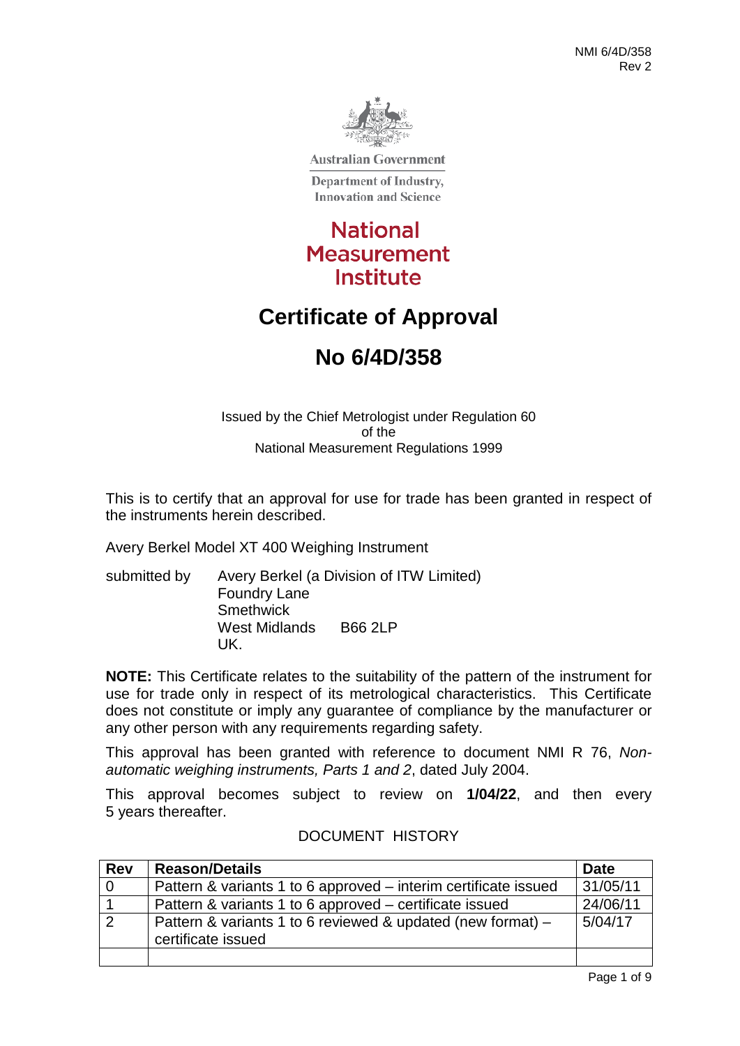Australian Government

Department of Industry, Innovation and Science

National Measurement Institute

# Certificate of Approval

# No 6/4D/358

Issued by the Chief Metrologist under Regulation 60
of the
National Measurement Regulations 1999

This is to certify that an approval for use for trade has been granted in respect of the instruments herein described.

Avery Berkel Model XT 400 Weighing Instrument

submitted by Avery Berkel (a Division of ITW Limited)
Foundry Lane
Smethwick
West Midlands B66 2LP
UK.

**NOTE:** This Certificate relates to the suitability of the pattern of the instrument for use for trade only in respect of its metrological characteristics. This Certificate does not constitute or imply any guarantee of compliance by the manufacturer or any other person with any requirements regarding safety.

This approval has been granted with reference to document NMI R 76, *Non-automatic weighing instruments, Parts 1 and 2*, dated July 2004.

This approval becomes subject to review on **1/04/22**, and then every 5 years thereafter.

DOCUMENT HISTORY

| Rev | Reason/Details | Date |
|---|---|---|
| 0 | Pattern & variants 1 to 6 approved – interim certificate issued | 31/05/11 |
| 1 | Pattern & variants 1 to 6 approved – certificate issued | 24/06/11 |
| 2 | Pattern & variants 1 to 6 reviewed & updated (new format) – certificate issued | 5/04/17 |
| | | |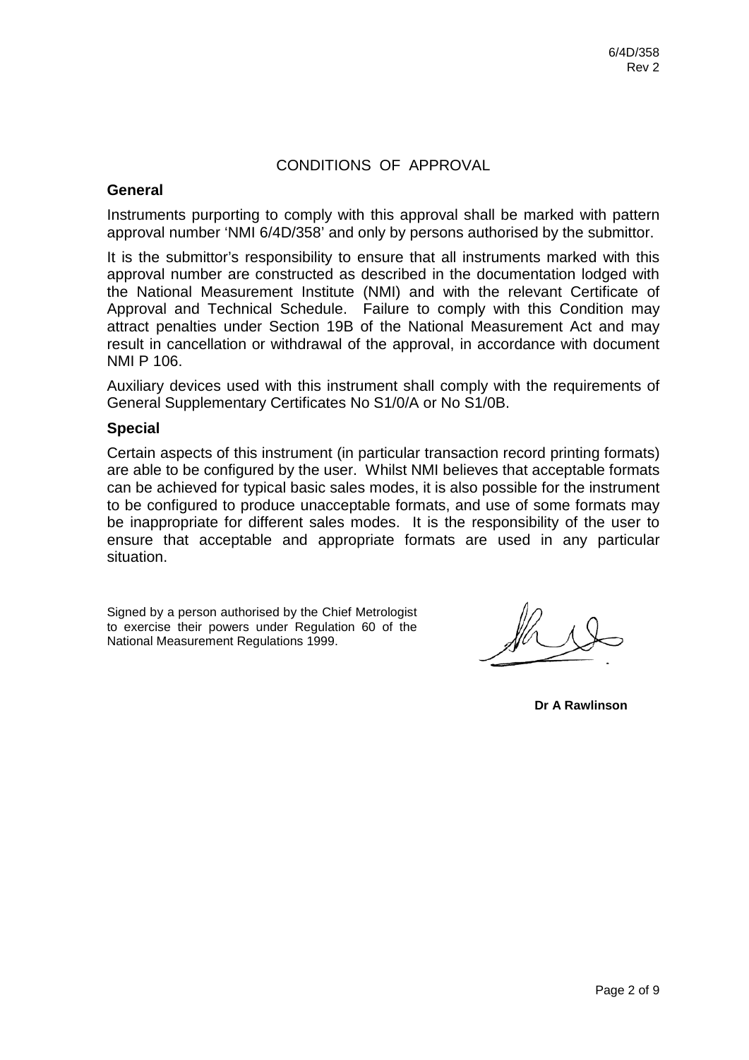## CONDITIONS OF APPROVAL

### General

Instruments purporting to comply with this approval shall be marked with pattern approval number 'NMI 6/4D/358' and only by persons authorised by the submittor.

It is the submittor's responsibility to ensure that all instruments marked with this approval number are constructed as described in the documentation lodged with the National Measurement Institute (NMI) and with the relevant Certificate of Approval and Technical Schedule. Failure to comply with this Condition may attract penalties under Section 19B of the National Measurement Act and may result in cancellation or withdrawal of the approval, in accordance with document NMI P 106.

Auxiliary devices used with this instrument shall comply with the requirements of General Supplementary Certificates No S1/0/A or No S1/0B.

### Special

Certain aspects of this instrument (in particular transaction record printing formats) are able to be configured by the user. Whilst NMI believes that acceptable formats can be achieved for typical basic sales modes, it is also possible for the instrument to be configured to produce unacceptable formats, and use of some formats may be inappropriate for different sales modes. It is the responsibility of the user to ensure that acceptable and appropriate formats are used in any particular situation.

Signed by a person authorised by the Chief Metrologist to exercise their powers under Regulation 60 of the National Measurement Regulations 1999.

**Dr A Rawlinson**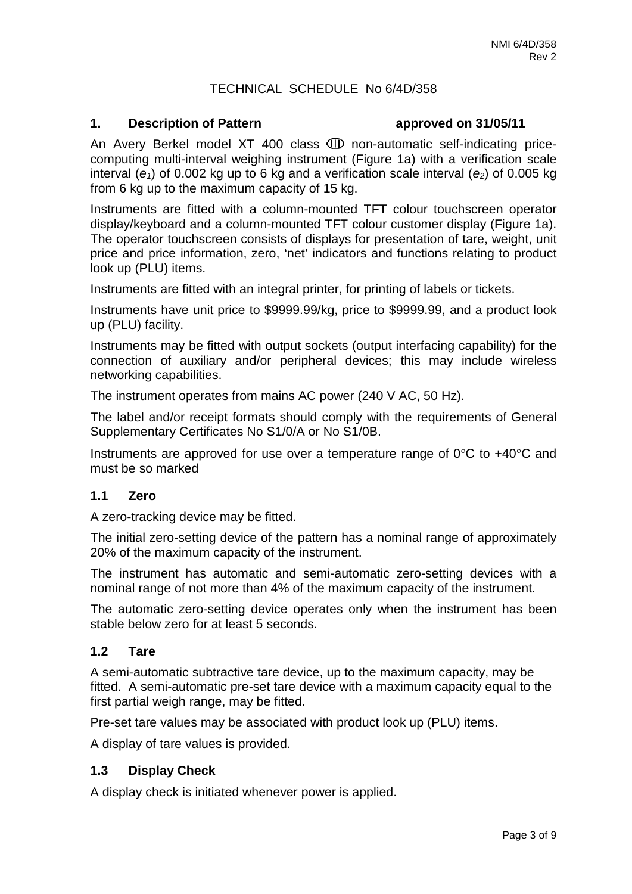# TECHNICAL SCHEDULE No 6/4D/358

## 1. Description of Pattern approved on 31/05/11

An Avery Berkel model XT 400 class ⅢD non-automatic self-indicating price-computing multi-interval weighing instrument (Figure 1a) with a verification scale interval ($e_1$) of 0.002 kg up to 6 kg and a verification scale interval ($e_2$) of 0.005 kg from 6 kg up to the maximum capacity of 15 kg.

Instruments are fitted with a column-mounted TFT colour touchscreen operator display/keyboard and a column-mounted TFT colour customer display (Figure 1a). The operator touchscreen consists of displays for presentation of tare, weight, unit price and price information, zero, 'net' indicators and functions relating to product look up (PLU) items.

Instruments are fitted with an integral printer, for printing of labels or tickets.

Instruments have unit price to $9999.99/kg, price to $9999.99, and a product look up (PLU) facility.

Instruments may be fitted with output sockets (output interfacing capability) for the connection of auxiliary and/or peripheral devices; this may include wireless networking capabilities.

The instrument operates from mains AC power (240 V AC, 50 Hz).

The label and/or receipt formats should comply with the requirements of General Supplementary Certificates No S1/0/A or No S1/0B.

Instruments are approved for use over a temperature range of 0°C to +40°C and must be so marked

### 1.1 Zero

A zero-tracking device may be fitted.

The initial zero-setting device of the pattern has a nominal range of approximately 20% of the maximum capacity of the instrument.

The instrument has automatic and semi-automatic zero-setting devices with a nominal range of not more than 4% of the maximum capacity of the instrument.

The automatic zero-setting device operates only when the instrument has been stable below zero for at least 5 seconds.

### 1.2 Tare

A semi-automatic subtractive tare device, up to the maximum capacity, may be fitted. A semi-automatic pre-set tare device with a maximum capacity equal to the first partial weigh range, may be fitted.

Pre-set tare values may be associated with product look up (PLU) items.

A display of tare values is provided.

### 1.3 Display Check

A display check is initiated whenever power is applied.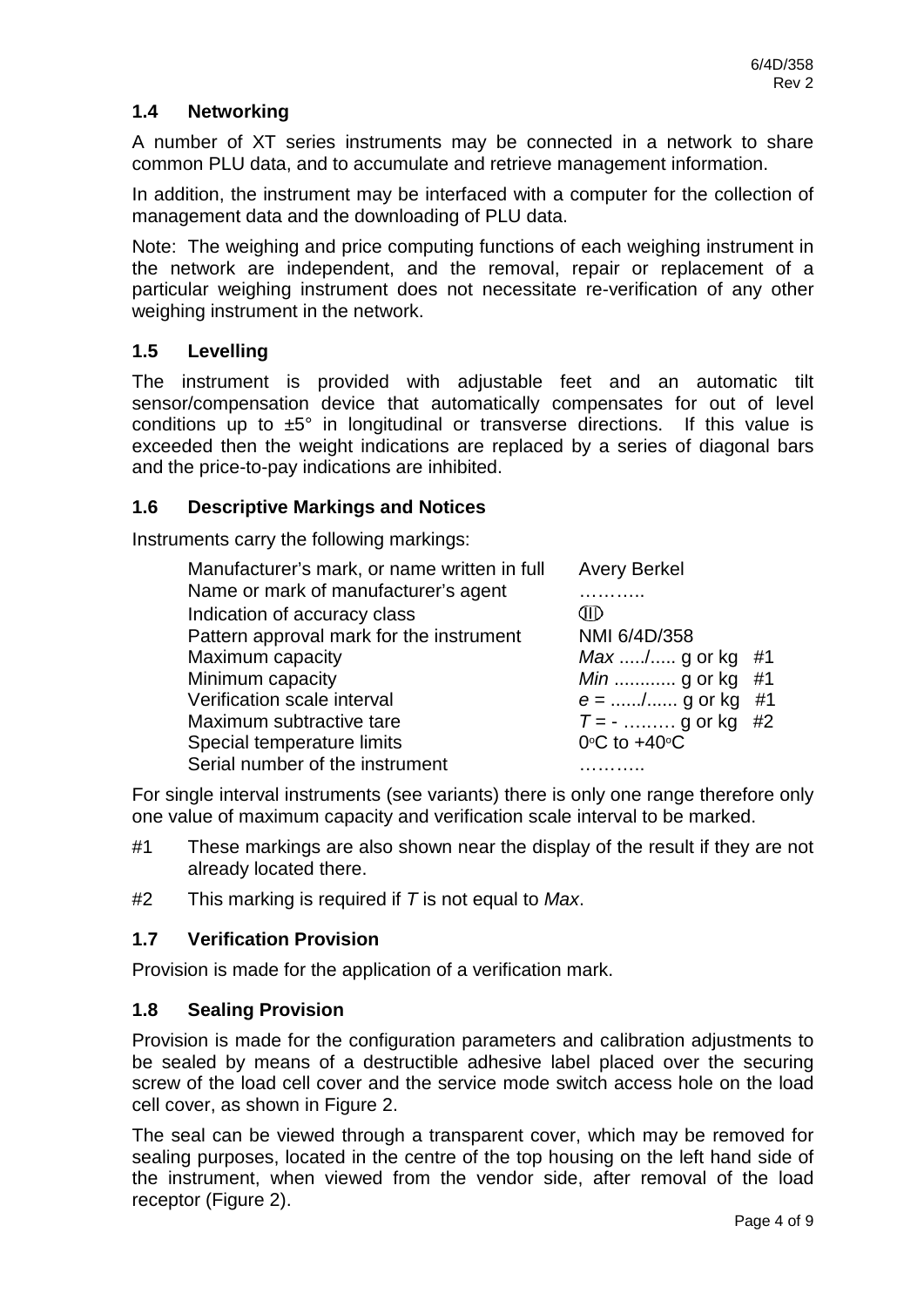## 1.4 Networking

A number of XT series instruments may be connected in a network to share common PLU data, and to accumulate and retrieve management information.

In addition, the instrument may be interfaced with a computer for the collection of management data and the downloading of PLU data.

Note: The weighing and price computing functions of each weighing instrument in the network are independent, and the removal, repair or replacement of a particular weighing instrument does not necessitate re-verification of any other weighing instrument in the network.

## 1.5 Levelling

The instrument is provided with adjustable feet and an automatic tilt sensor/compensation device that automatically compensates for out of level conditions up to ±5° in longitudinal or transverse directions. If this value is exceeded then the weight indications are replaced by a series of diagonal bars and the price-to-pay indications are inhibited.

## 1.6 Descriptive Markings and Notices

Instruments carry the following markings:

| | |
|---|---|
| Manufacturer's mark, or name written in full | Avery Berkel |
| Name or mark of manufacturer's agent | ……….. |
| Indication of accuracy class | (III) |
| Pattern approval mark for the instrument | NMI 6/4D/358 |
| Maximum capacity | *Max* ...../..... g or kg #1 |
| Minimum capacity | *Min* ............ g or kg #1 |
| Verification scale interval | *e* = ....../...... g or kg #1 |
| Maximum subtractive tare | *T* = - ……… g or kg #2 |
| Special temperature limits | 0°C to +40°C |
| Serial number of the instrument | ……….. |

For single interval instruments (see variants) there is only one range therefore only one value of maximum capacity and verification scale interval to be marked.

#1 These markings are also shown near the display of the result if they are not already located there.

#2 This marking is required if *T* is not equal to *Max*.

## 1.7 Verification Provision

Provision is made for the application of a verification mark.

## 1.8 Sealing Provision

Provision is made for the configuration parameters and calibration adjustments to be sealed by means of a destructible adhesive label placed over the securing screw of the load cell cover and the service mode switch access hole on the load cell cover, as shown in Figure 2.

The seal can be viewed through a transparent cover, which may be removed for sealing purposes, located in the centre of the top housing on the left hand side of the instrument, when viewed from the vendor side, after removal of the load receptor (Figure 2).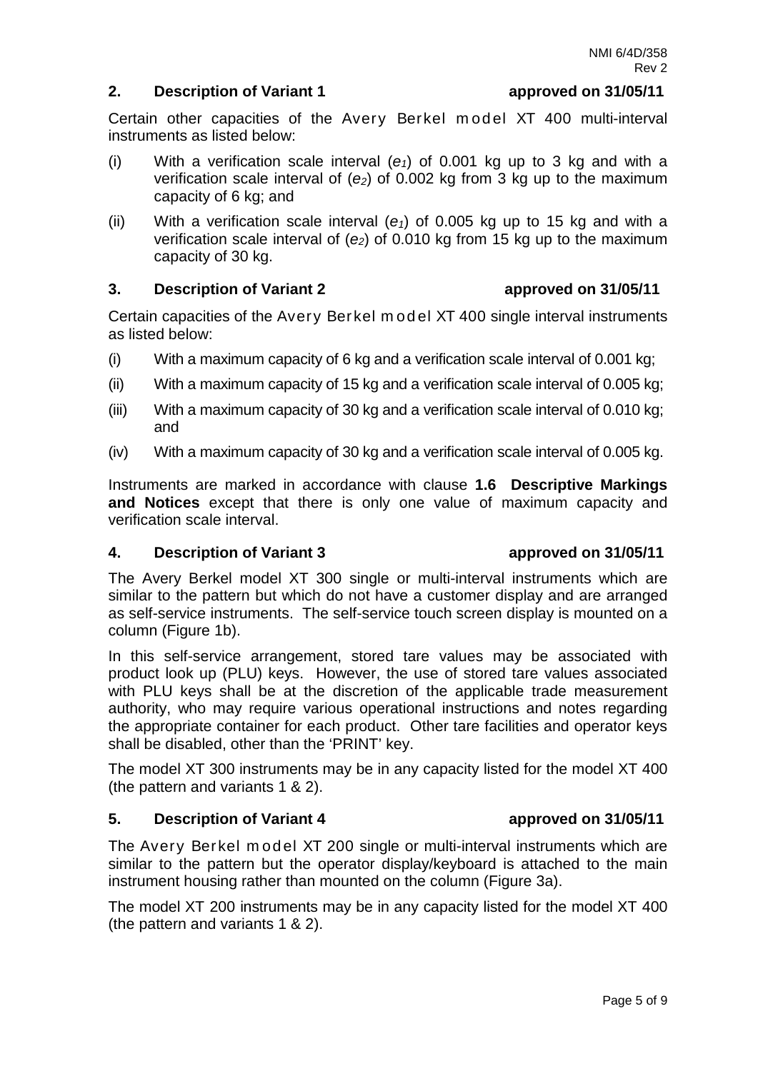## 2. Description of Variant 1 approved on 31/05/11

Certain other capacities of the Avery Berkel model XT 400 multi-interval instruments as listed below:

(i) With a verification scale interval ($e_1$) of 0.001 kg up to 3 kg and with a verification scale interval of ($e_2$) of 0.002 kg from 3 kg up to the maximum capacity of 6 kg; and

(ii) With a verification scale interval ($e_1$) of 0.005 kg up to 15 kg and with a verification scale interval of ($e_2$) of 0.010 kg from 15 kg up to the maximum capacity of 30 kg.

## 3. Description of Variant 2 approved on 31/05/11

Certain capacities of the Avery Berkel model XT 400 single interval instruments as listed below:

(i) With a maximum capacity of 6 kg and a verification scale interval of 0.001 kg;

(ii) With a maximum capacity of 15 kg and a verification scale interval of 0.005 kg;

(iii) With a maximum capacity of 30 kg and a verification scale interval of 0.010 kg; and

(iv) With a maximum capacity of 30 kg and a verification scale interval of 0.005 kg.

Instruments are marked in accordance with clause **1.6 Descriptive Markings and Notices** except that there is only one value of maximum capacity and verification scale interval.

## 4. Description of Variant 3 approved on 31/05/11

The Avery Berkel model XT 300 single or multi-interval instruments which are similar to the pattern but which do not have a customer display and are arranged as self-service instruments. The self-service touch screen display is mounted on a column (Figure 1b).

In this self-service arrangement, stored tare values may be associated with product look up (PLU) keys. However, the use of stored tare values associated with PLU keys shall be at the discretion of the applicable trade measurement authority, who may require various operational instructions and notes regarding the appropriate container for each product. Other tare facilities and operator keys shall be disabled, other than the 'PRINT' key.

The model XT 300 instruments may be in any capacity listed for the model XT 400 (the pattern and variants 1 & 2).

## 5. Description of Variant 4 approved on 31/05/11

The Avery Berkel model XT 200 single or multi-interval instruments which are similar to the pattern but the operator display/keyboard is attached to the main instrument housing rather than mounted on the column (Figure 3a).

The model XT 200 instruments may be in any capacity listed for the model XT 400 (the pattern and variants 1 & 2).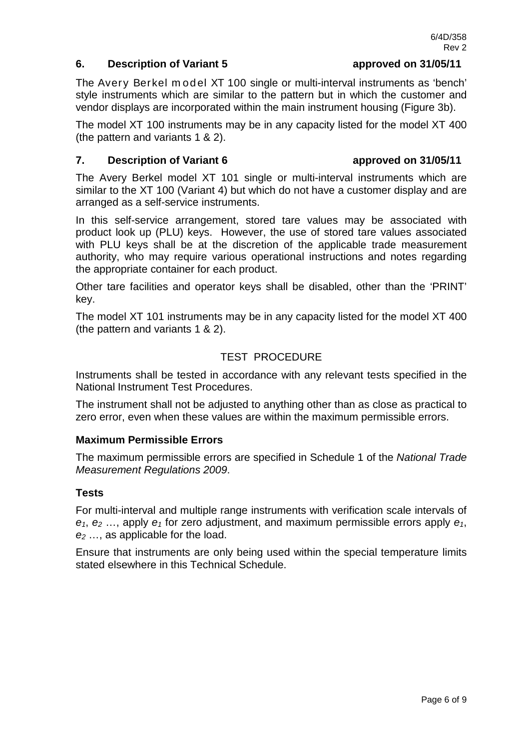## 6. Description of Variant 5 approved on 31/05/11

The Avery Berkel model XT 100 single or multi-interval instruments as 'bench' style instruments which are similar to the pattern but in which the customer and vendor displays are incorporated within the main instrument housing (Figure 3b).

The model XT 100 instruments may be in any capacity listed for the model XT 400 (the pattern and variants 1 & 2).

## 7. Description of Variant 6 approved on 31/05/11

The Avery Berkel model XT 101 single or multi-interval instruments which are similar to the XT 100 (Variant 4) but which do not have a customer display and are arranged as a self-service instruments.

In this self-service arrangement, stored tare values may be associated with product look up (PLU) keys. However, the use of stored tare values associated with PLU keys shall be at the discretion of the applicable trade measurement authority, who may require various operational instructions and notes regarding the appropriate container for each product.

Other tare facilities and operator keys shall be disabled, other than the 'PRINT' key.

The model XT 101 instruments may be in any capacity listed for the model XT 400 (the pattern and variants 1 & 2).

## TEST PROCEDURE

Instruments shall be tested in accordance with any relevant tests specified in the National Instrument Test Procedures.

The instrument shall not be adjusted to anything other than as close as practical to zero error, even when these values are within the maximum permissible errors.

### Maximum Permissible Errors

The maximum permissible errors are specified in Schedule 1 of the *National Trade Measurement Regulations 2009*.

### Tests

For multi-interval and multiple range instruments with verification scale intervals of $e_1$, $e_2$ …, apply $e_1$ for zero adjustment, and maximum permissible errors apply $e_1$, $e_2$ …, as applicable for the load.

Ensure that instruments are only being used within the special temperature limits stated elsewhere in this Technical Schedule.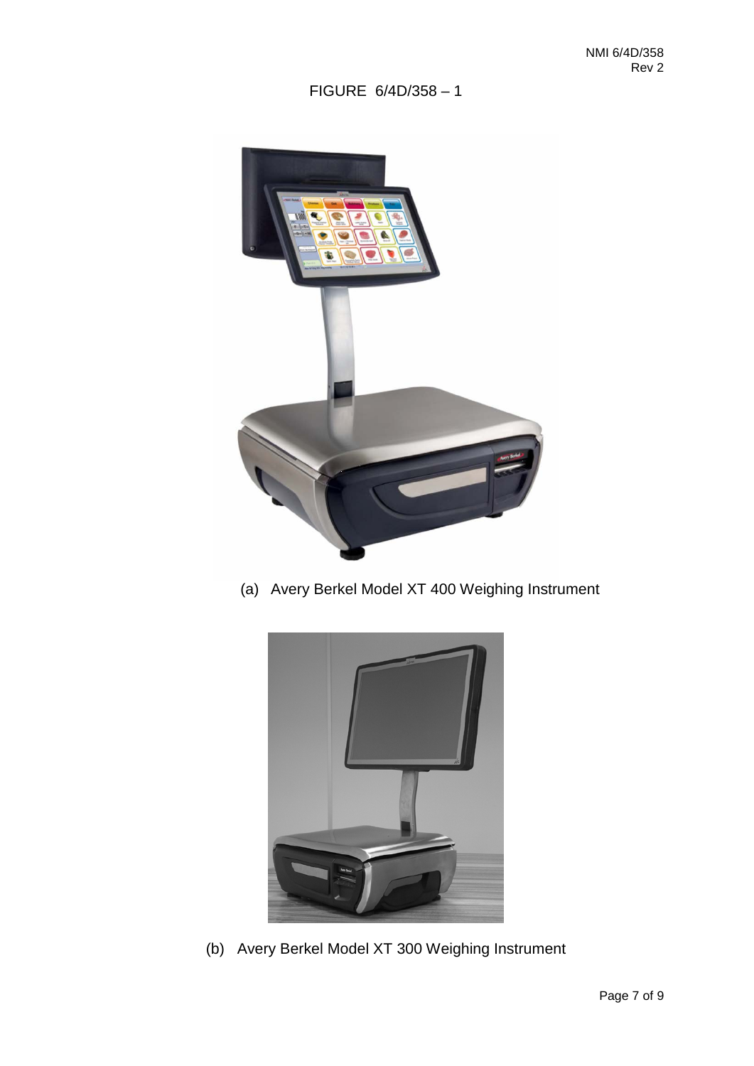FIGURE 6/4D/358 – 1

(a) Avery Berkel Model XT 400 Weighing Instrument

(b) Avery Berkel Model XT 300 Weighing Instrument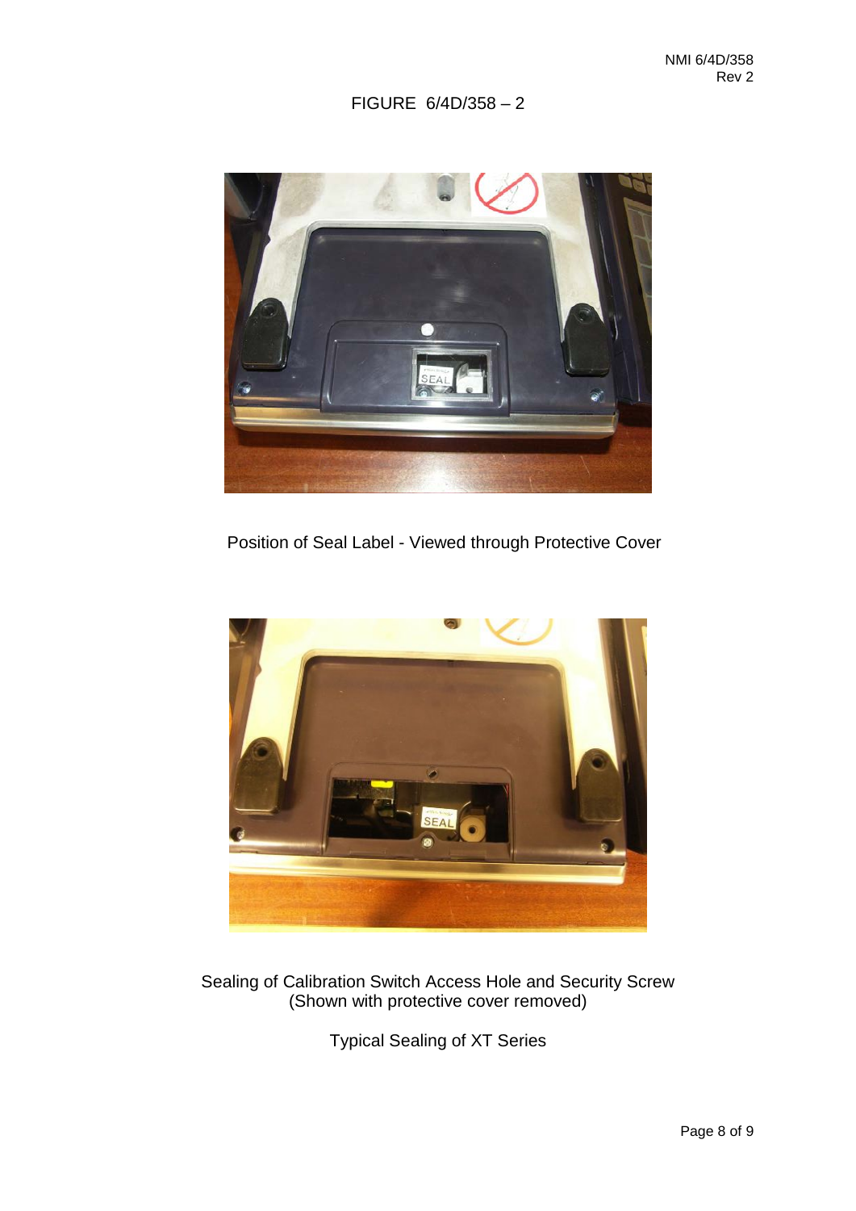FIGURE 6/4D/358 – 2

Position of Seal Label - Viewed through Protective Cover

Sealing of Calibration Switch Access Hole and Security Screw
(Shown with protective cover removed)

Typical Sealing of XT Series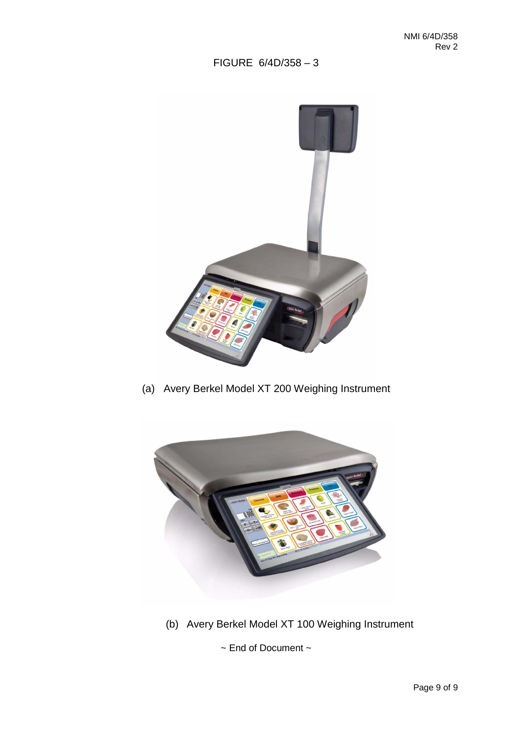FIGURE 6/4D/358 – 3

(a) Avery Berkel Model XT 200 Weighing Instrument

(b) Avery Berkel Model XT 100 Weighing Instrument

~ End of Document ~